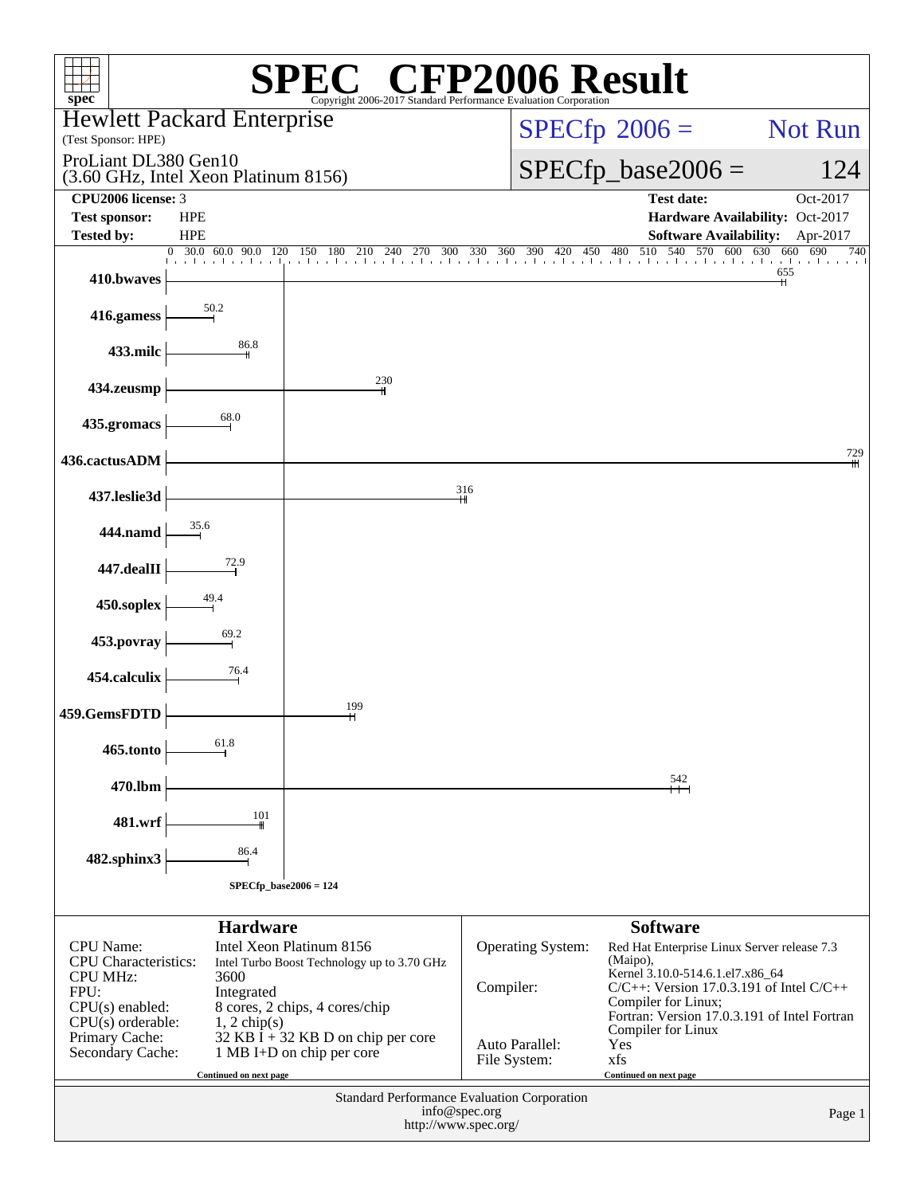# SPEC CFP2006 Result

Copyright 2006-2017 Standard Performance Evaluation Corporation

**Hewlett Packard Enterprise**
(Test Sponsor: HPE)

ProLiant DL380 Gen10
(3.60 GHz, Intel Xeon Platinum 8156)

SPECfp 2006 = Not Run

SPECfp_base2006 = 124

| | | | |
|---|---|---|---|
| **CPU2006 license:** | 3 | **Test date:** | Oct-2017 |
| **Test sponsor:** | HPE | **Hardware Availability:** | Oct-2017 |
| **Tested by:** | HPE | **Software Availability:** | Apr-2017 |

| Benchmark | Base Ratio |
|---|---|
| 410.bwaves | 655 |
| 416.gamess | 50.2 |
| 433.milc | 86.8 |
| 434.zeusmp | 230 |
| 435.gromacs | 68.0 |
| 436.cactusADM | 729 |
| 437.leslie3d | 316 |
| 444.namd | 35.6 |
| 447.dealII | 72.9 |
| 450.soplex | 49.4 |
| 453.povray | 69.2 |
| 454.calculix | 76.4 |
| 459.GemsFDTD | 199 |
| 465.tonto | 61.8 |
| 470.lbm | 542 |
| 481.wrf | 101 |
| 482.sphinx3 | 86.4 |

SPECfp_base2006 = 124

## Hardware

| | |
|---|---|
| CPU Name: | Intel Xeon Platinum 8156 |
| CPU Characteristics: | Intel Turbo Boost Technology up to 3.70 GHz |
| CPU MHz: | 3600 |
| FPU: | Integrated |
| CPU(s) enabled: | 8 cores, 2 chips, 4 cores/chip |
| CPU(s) orderable: | 1, 2 chip(s) |
| Primary Cache: | 32 KB I + 32 KB D on chip per core |
| Secondary Cache: | 1 MB I+D on chip per core |

Continued on next page

## Software

| | |
|---|---|
| Operating System: | Red Hat Enterprise Linux Server release 7.3 (Maipo), Kernel 3.10.0-514.6.1.el7.x86_64 |
| Compiler: | C/C++: Version 17.0.3.191 of Intel C/C++ Compiler for Linux; Fortran: Version 17.0.3.191 of Intel Fortran Compiler for Linux |
| Auto Parallel: | Yes |
| File System: | xfs |

Continued on next page

Standard Performance Evaluation Corporation
info@spec.org
http://www.spec.org/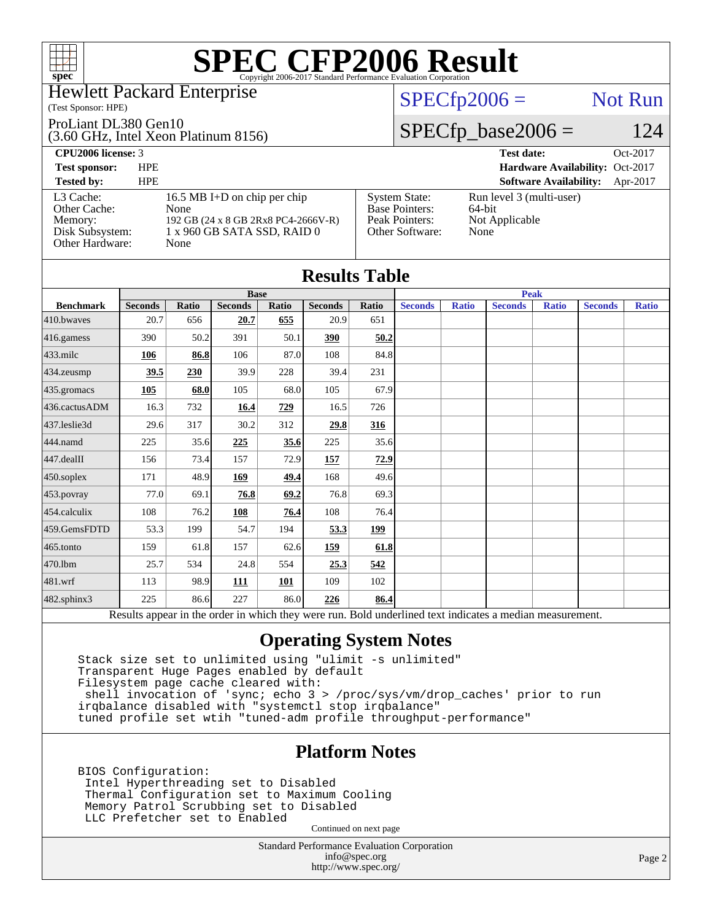# SPEC CFP2006 Result

Copyright 2006-2017 Standard Performance Evaluation Corporation

Hewlett Packard Enterprise
(Test Sponsor: HPE)

ProLiant DL380 Gen10
(3.60 GHz, Intel Xeon Platinum 8156)

SPECfp2006 = Not Run

SPECfp_base2006 = 124

| | | | |
|---|---|---|---|
| **CPU2006 license:** 3 | | **Test date:** | Oct-2017 |
| **Test sponsor:** | HPE | **Hardware Availability:** | Oct-2017 |
| **Tested by:** | HPE | **Software Availability:** | Apr-2017 |

| | | | |
|---|---|---|---|
| L3 Cache: | 16.5 MB I+D on chip per chip | System State: | Run level 3 (multi-user) |
| Other Cache: | None | Base Pointers: | 64-bit |
| Memory: | 192 GB (24 x 8 GB 2Rx8 PC4-2666V-R) | Peak Pointers: | Not Applicable |
| Disk Subsystem: | 1 x 960 GB SATA SSD, RAID 0 | Other Software: | None |
| Other Hardware: | None | | |

## Results Table

| | Base | | | | | | Peak | | | | | |
|---|---|---|---|---|---|---|---|---|---|---|---|---|
| **Benchmark** | **Seconds** | **Ratio** | **Seconds** | **Ratio** | **Seconds** | **Ratio** | **Seconds** | **Ratio** | **Seconds** | **Ratio** | **Seconds** | **Ratio** |
| 410.bwaves | 20.7 | 656 | **20.7** | **655** | 20.9 | 651 | | | | | | |
| 416.gamess | 390 | 50.2 | 391 | 50.1 | **390** | **50.2** | | | | | | |
| 433.milc | **106** | **86.8** | 106 | 87.0 | 108 | 84.8 | | | | | | |
| 434.zeusmp | **39.5** | **230** | 39.9 | 228 | 39.4 | 231 | | | | | | |
| 435.gromacs | **105** | **68.0** | 105 | 68.0 | 105 | 67.9 | | | | | | |
| 436.cactusADM | 16.3 | 732 | **16.4** | **729** | 16.5 | 726 | | | | | | |
| 437.leslie3d | 29.6 | 317 | 30.2 | 312 | **29.8** | **316** | | | | | | |
| 444.namd | 225 | 35.6 | **225** | **35.6** | 225 | 35.6 | | | | | | |
| 447.dealII | 156 | 73.4 | 157 | 72.9 | **157** | **72.9** | | | | | | |
| 450.soplex | 171 | 48.9 | **169** | **49.4** | 168 | 49.6 | | | | | | |
| 453.povray | 77.0 | 69.1 | **76.8** | **69.2** | 76.8 | 69.3 | | | | | | |
| 454.calculix | 108 | 76.2 | **108** | **76.4** | 108 | 76.4 | | | | | | |
| 459.GemsFDTD | 53.3 | 199 | 54.7 | 194 | **53.3** | **199** | | | | | | |
| 465.tonto | 159 | 61.8 | 157 | 62.6 | **159** | **61.8** | | | | | | |
| 470.lbm | 25.7 | 534 | 24.8 | 554 | **25.3** | **542** | | | | | | |
| 481.wrf | 113 | 98.9 | **111** | **101** | 109 | 102 | | | | | | |
| 482.sphinx3 | 225 | 86.6 | 227 | 86.0 | **226** | **86.4** | | | | | | |

Results appear in the order in which they were run. Bold underlined text indicates a median measurement.

## Operating System Notes

```
Stack size set to unlimited using "ulimit -s unlimited"
Transparent Huge Pages enabled by default
Filesystem page cache cleared with:
 shell invocation of 'sync; echo 3 > /proc/sys/vm/drop_caches' prior to run
irqbalance disabled with "systemctl stop irqbalance"
tuned profile set wtih "tuned-adm profile throughput-performance"
```

## Platform Notes

```
BIOS Configuration:
 Intel Hyperthreading set to Disabled
 Thermal Configuration set to Maximum Cooling
 Memory Patrol Scrubbing set to Disabled
 LLC Prefetcher set to Enabled
```

Continued on next page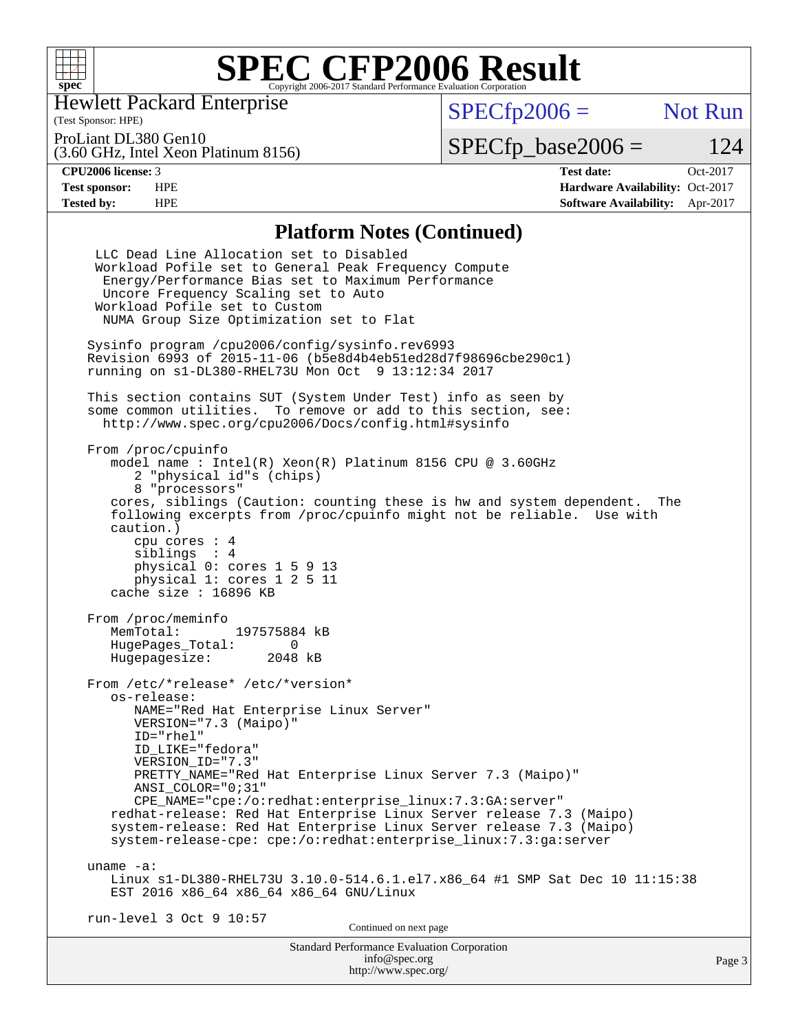# SPEC CFP2006 Result

Copyright 2006-2017 Standard Performance Evaluation Corporation

**Hewlett Packard Enterprise**
(Test Sponsor: HPE)

ProLiant DL380 Gen10
(3.60 GHz, Intel Xeon Platinum 8156)

SPECfp2006 = Not Run

SPECfp_base2006 = 124

| | | | |
|---|---|---|---|
| **CPU2006 license:** 3 | | **Test date:** | Oct-2017 |
| **Test sponsor:** | HPE | **Hardware Availability:** | Oct-2017 |
| **Tested by:** | HPE | **Software Availability:** | Apr-2017 |

## Platform Notes (Continued)

```
  LLC Dead Line Allocation set to Disabled
  Workload Pofile set to General Peak Frequency Compute
   Energy/Performance Bias set to Maximum Performance
   Uncore Frequency Scaling set to Auto
  Workload Pofile set to Custom
   NUMA Group Size Optimization set to Flat

 Sysinfo program /cpu2006/config/sysinfo.rev6993
 Revision 6993 of 2015-11-06 (b5e8d4b4eb51ed28d7f98696cbe290c1)
 running on s1-DL380-RHEL73U Mon Oct  9 13:12:34 2017

 This section contains SUT (System Under Test) info as seen by
 some common utilities.  To remove or add to this section, see:
   http://www.spec.org/cpu2006/Docs/config.html#sysinfo

 From /proc/cpuinfo
    model name : Intel(R) Xeon(R) Platinum 8156 CPU @ 3.60GHz
       2 "physical id"s (chips)
       8 "processors"
    cores, siblings (Caution: counting these is hw and system dependent.  The
    following excerpts from /proc/cpuinfo might not be reliable.  Use with
    caution.)
       cpu cores : 4
       siblings  : 4
       physical 0: cores 1 5 9 13
       physical 1: cores 1 2 5 11
    cache size : 16896 KB

 From /proc/meminfo
    MemTotal:       197575884 kB
    HugePages_Total:       0
    Hugepagesize:       2048 kB

 From /etc/*release* /etc/*version*
    os-release:
       NAME="Red Hat Enterprise Linux Server"
       VERSION="7.3 (Maipo)"
       ID="rhel"
       ID_LIKE="fedora"
       VERSION_ID="7.3"
       PRETTY_NAME="Red Hat Enterprise Linux Server 7.3 (Maipo)"
       ANSI_COLOR="0;31"
       CPE_NAME="cpe:/o:redhat:enterprise_linux:7.3:GA:server"
    redhat-release: Red Hat Enterprise Linux Server release 7.3 (Maipo)
    system-release: Red Hat Enterprise Linux Server release 7.3 (Maipo)
    system-release-cpe: cpe:/o:redhat:enterprise_linux:7.3:ga:server

 uname -a:
    Linux s1-DL380-RHEL73U 3.10.0-514.6.1.el7.x86_64 #1 SMP Sat Dec 10 11:15:38
    EST 2016 x86_64 x86_64 x86_64 GNU/Linux

 run-level 3 Oct 9 10:57
```

Continued on next page

Standard Performance Evaluation Corporation
info@spec.org
http://www.spec.org/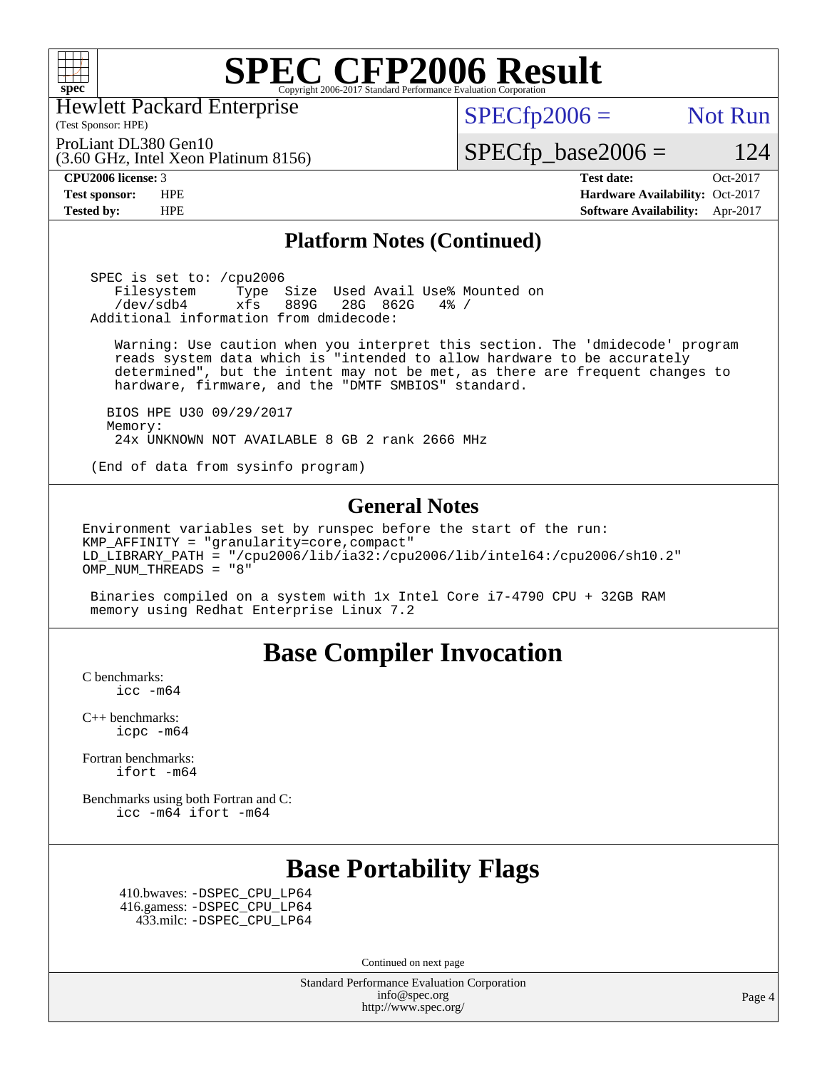# SPEC CFP2006 Result

Copyright 2006-2017 Standard Performance Evaluation Corporation

Hewlett Packard Enterprise
(Test Sponsor: HPE)

ProLiant DL380 Gen10
(3.60 GHz, Intel Xeon Platinum 8156)

SPECfp2006 = Not Run

SPECfp_base2006 = 124

| | | | |
|---|---|---|---|
| **CPU2006 license:** 3 | | **Test date:** | Oct-2017 |
| **Test sponsor:** | HPE | **Hardware Availability:** | Oct-2017 |
| **Tested by:** | HPE | **Software Availability:** | Apr-2017 |

## Platform Notes (Continued)

```
SPEC is set to: /cpu2006
   Filesystem     Type  Size  Used Avail Use% Mounted on
   /dev/sdb4      xfs   889G   28G  862G   4% /
Additional information from dmidecode:

   Warning: Use caution when you interpret this section. The 'dmidecode' program
   reads system data which is "intended to allow hardware to be accurately
   determined", but the intent may not be met, as there are frequent changes to
   hardware, firmware, and the "DMTF SMBIOS" standard.

  BIOS HPE U30 09/29/2017
  Memory:
   24x UNKNOWN NOT AVAILABLE 8 GB 2 rank 2666 MHz

(End of data from sysinfo program)
```

## General Notes

```
Environment variables set by runspec before the start of the run:
KMP_AFFINITY = "granularity=core,compact"
LD_LIBRARY_PATH = "/cpu2006/lib/ia32:/cpu2006/lib/intel64:/cpu2006/sh10.2"
OMP_NUM_THREADS = "8"

 Binaries compiled on a system with 1x Intel Core i7-4790 CPU + 32GB RAM
 memory using Redhat Enterprise Linux 7.2
```

## Base Compiler Invocation

C benchmarks:
    icc -m64

C++ benchmarks:
    icpc -m64

Fortran benchmarks:
    ifort -m64

Benchmarks using both Fortran and C:
    icc -m64 ifort -m64

## Base Portability Flags

410.bwaves: -DSPEC_CPU_LP64
416.gamess: -DSPEC_CPU_LP64
433.milc: -DSPEC_CPU_LP64

Continued on next page

Standard Performance Evaluation Corporation
info@spec.org
http://www.spec.org/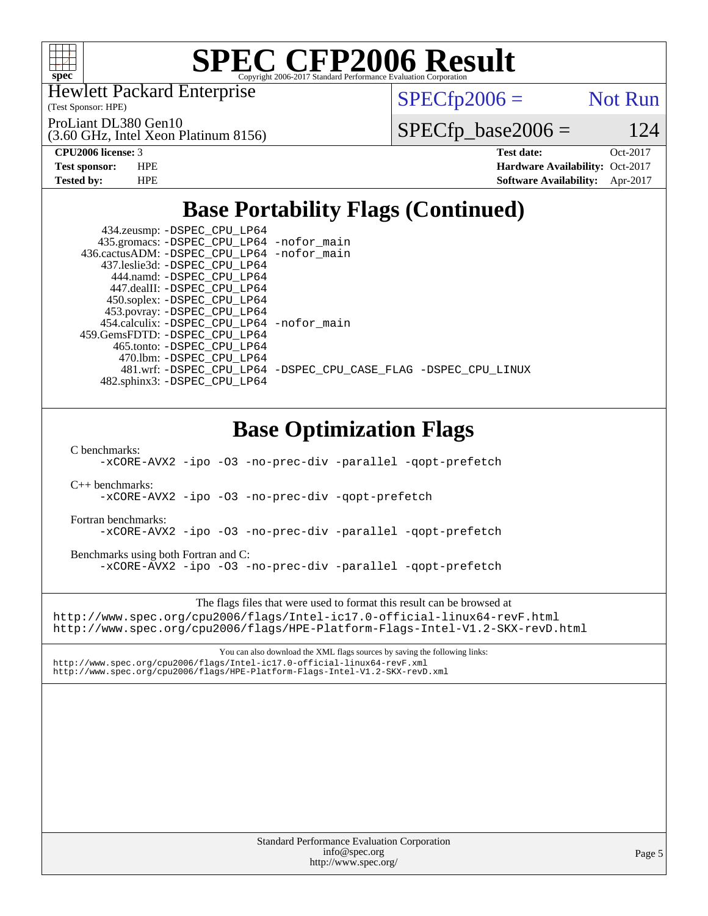# SPEC CFP2006 Result

Copyright 2006-2017 Standard Performance Evaluation Corporation

Hewlett Packard Enterprise
(Test Sponsor: HPE)

ProLiant DL380 Gen10
(3.60 GHz, Intel Xeon Platinum 8156)

SPECfp2006 = Not Run

SPECfp_base2006 = 124

| | | | |
|---|---|---|---|
| **CPU2006 license:** | 3 | **Test date:** | Oct-2017 |
| **Test sponsor:** | HPE | **Hardware Availability:** | Oct-2017 |
| **Tested by:** | HPE | **Software Availability:** | Apr-2017 |

## Base Portability Flags (Continued)

```
     434.zeusmp: -DSPEC_CPU_LP64
    435.gromacs: -DSPEC_CPU_LP64 -nofor_main
   436.cactusADM: -DSPEC_CPU_LP64 -nofor_main
    437.leslie3d: -DSPEC_CPU_LP64
       444.namd: -DSPEC_CPU_LP64
     447.dealII: -DSPEC_CPU_LP64
     450.soplex: -DSPEC_CPU_LP64
     453.povray: -DSPEC_CPU_LP64
   454.calculix: -DSPEC_CPU_LP64 -nofor_main
  459.GemsFDTD: -DSPEC_CPU_LP64
      465.tonto: -DSPEC_CPU_LP64
       470.lbm: -DSPEC_CPU_LP64
       481.wrf: -DSPEC_CPU_LP64 -DSPEC_CPU_CASE_FLAG -DSPEC_CPU_LINUX
    482.sphinx3: -DSPEC_CPU_LP64
```

## Base Optimization Flags

C benchmarks:
```
-xCORE-AVX2 -ipo -O3 -no-prec-div -parallel -qopt-prefetch
```

C++ benchmarks:
```
-xCORE-AVX2 -ipo -O3 -no-prec-div -qopt-prefetch
```

Fortran benchmarks:
```
-xCORE-AVX2 -ipo -O3 -no-prec-div -parallel -qopt-prefetch
```

Benchmarks using both Fortran and C:
```
-xCORE-AVX2 -ipo -O3 -no-prec-div -parallel -qopt-prefetch
```

The flags files that were used to format this result can be browsed at
http://www.spec.org/cpu2006/flags/Intel-ic17.0-official-linux64-revF.html
http://www.spec.org/cpu2006/flags/HPE-Platform-Flags-Intel-V1.2-SKX-revD.html

You can also download the XML flags sources by saving the following links:
http://www.spec.org/cpu2006/flags/Intel-ic17.0-official-linux64-revF.xml
http://www.spec.org/cpu2006/flags/HPE-Platform-Flags-Intel-V1.2-SKX-revD.xml

Standard Performance Evaluation Corporation
info@spec.org
http://www.spec.org/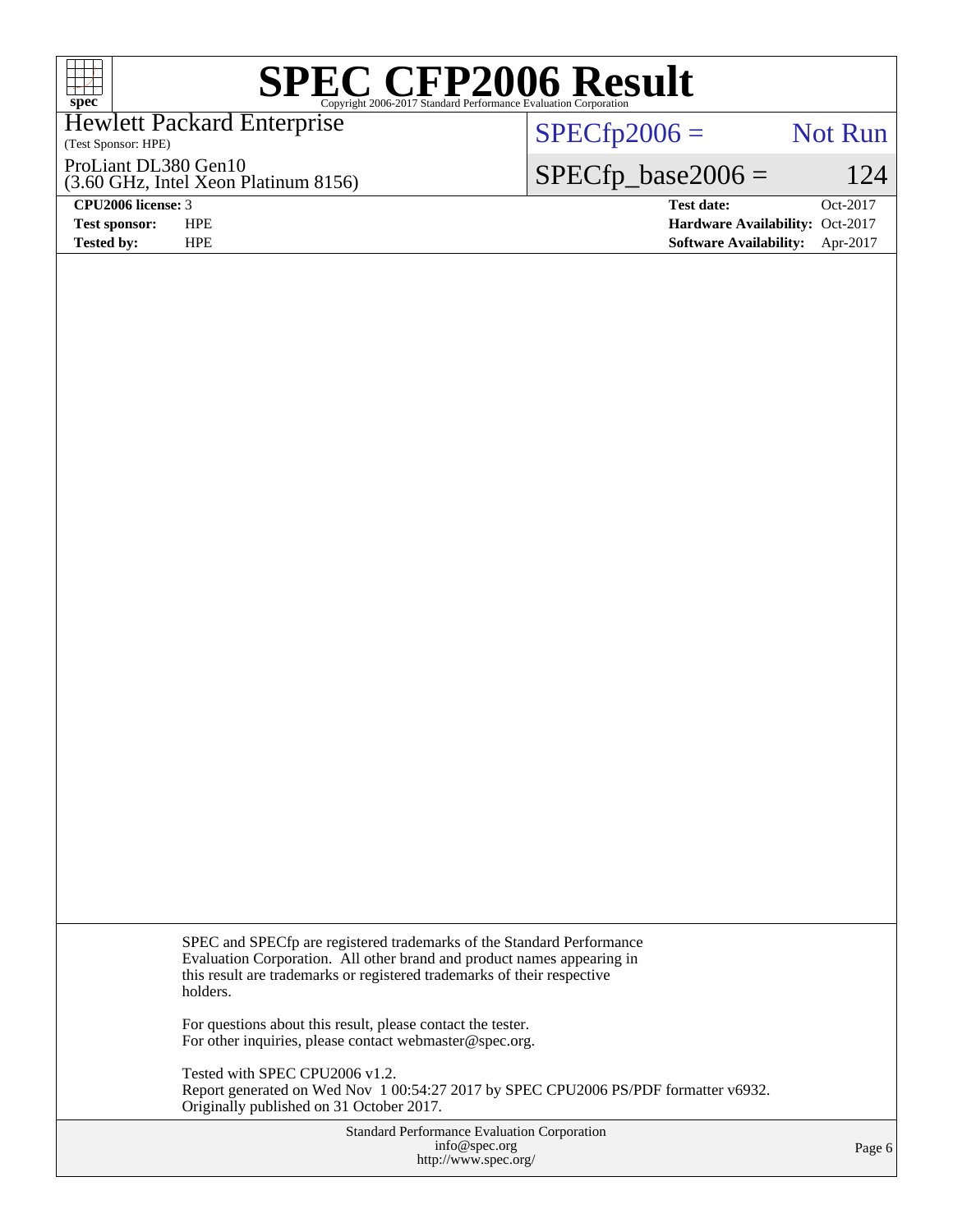SPEC and SPECfp are registered trademarks of the Standard Performance Evaluation Corporation. All other brand and product names appearing in this result are trademarks or registered trademarks of their respective holders.

For questions about this result, please contact the tester.
For other inquiries, please contact webmaster@spec.org.

Tested with SPEC CPU2006 v1.2.
Report generated on Wed Nov 1 00:54:27 2017 by SPEC CPU2006 PS/PDF formatter v6932.
Originally published on 31 October 2017.